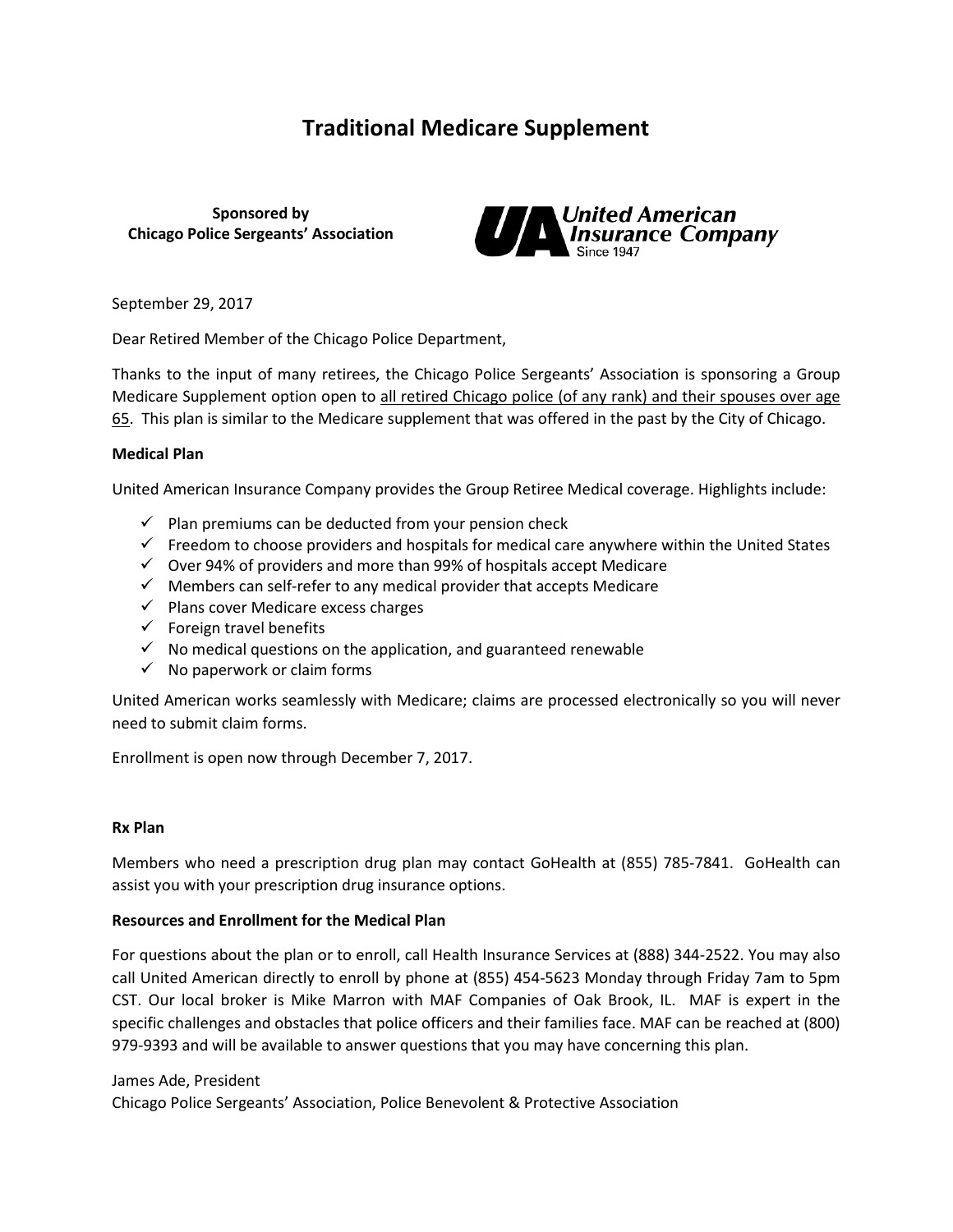# Traditional Medicare Supplement

**Sponsored by**
**Chicago Police Sergeants' Association**

United American Insurance Company
Since 1947

September 29, 2017

Dear Retired Member of the Chicago Police Department,

Thanks to the input of many retirees, the Chicago Police Sergeants' Association is sponsoring a Group Medicare Supplement option open to all retired Chicago police (of any rank) and their spouses over age 65. This plan is similar to the Medicare supplement that was offered in the past by the City of Chicago.

**Medical Plan**

United American Insurance Company provides the Group Retiree Medical coverage. Highlights include:

- ✓ Plan premiums can be deducted from your pension check
- ✓ Freedom to choose providers and hospitals for medical care anywhere within the United States
- ✓ Over 94% of providers and more than 99% of hospitals accept Medicare
- ✓ Members can self-refer to any medical provider that accepts Medicare
- ✓ Plans cover Medicare excess charges
- ✓ Foreign travel benefits
- ✓ No medical questions on the application, and guaranteed renewable
- ✓ No paperwork or claim forms

United American works seamlessly with Medicare; claims are processed electronically so you will never need to submit claim forms.

Enrollment is open now through December 7, 2017.

**Rx Plan**

Members who need a prescription drug plan may contact GoHealth at (855) 785-7841. GoHealth can assist you with your prescription drug insurance options.

**Resources and Enrollment for the Medical Plan**

For questions about the plan or to enroll, call Health Insurance Services at (888) 344-2522. You may also call United American directly to enroll by phone at (855) 454-5623 Monday through Friday 7am to 5pm CST. Our local broker is Mike Marron with MAF Companies of Oak Brook, IL. MAF is expert in the specific challenges and obstacles that police officers and their families face. MAF can be reached at (800) 979-9393 and will be available to answer questions that you may have concerning this plan.

James Ade, President
Chicago Police Sergeants' Association, Police Benevolent & Protective Association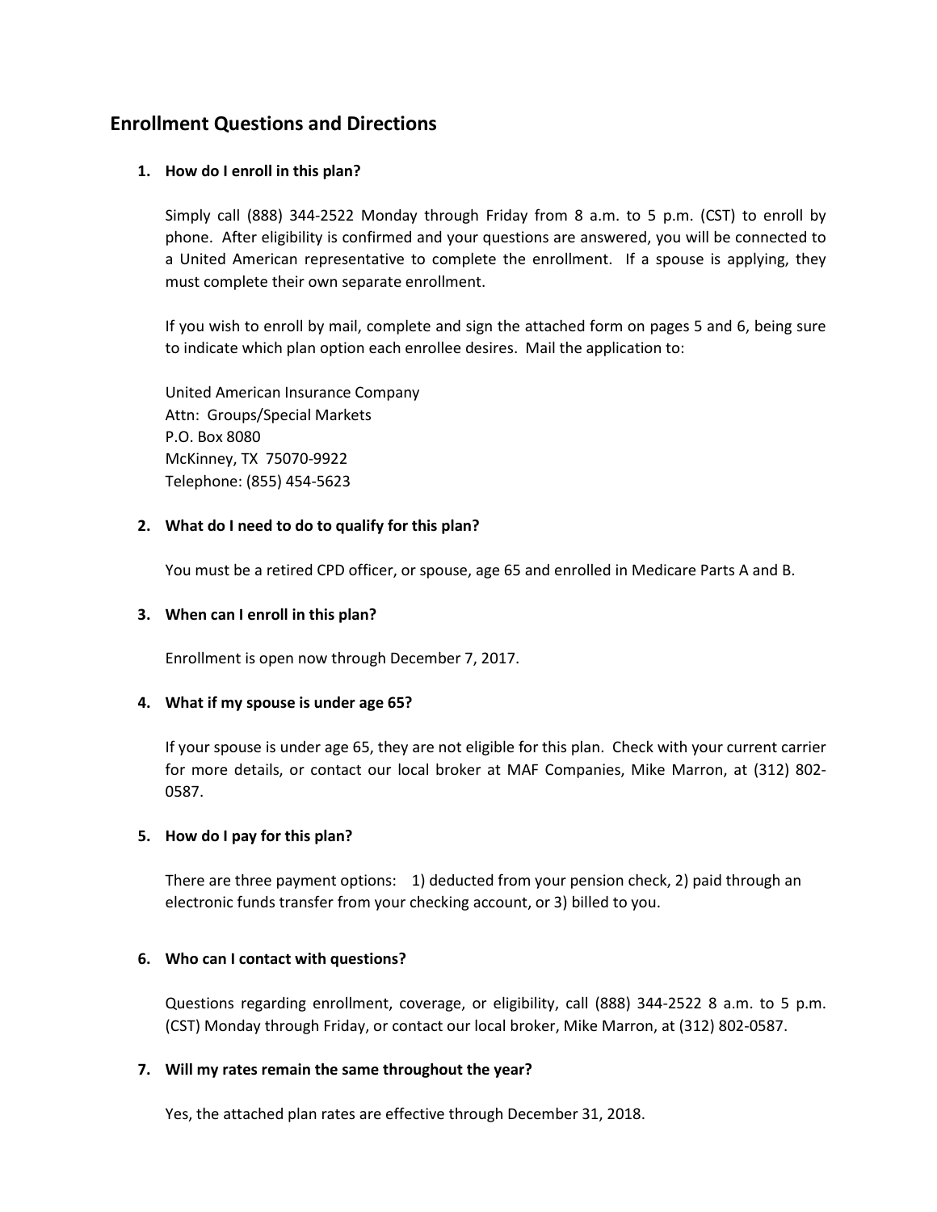## Enrollment Questions and Directions

### 1. How do I enroll in this plan?

Simply call (888) 344-2522 Monday through Friday from 8 a.m. to 5 p.m. (CST) to enroll by phone. After eligibility is confirmed and your questions are answered, you will be connected to a United American representative to complete the enrollment. If a spouse is applying, they must complete their own separate enrollment.

If you wish to enroll by mail, complete and sign the attached form on pages 5 and 6, being sure to indicate which plan option each enrollee desires. Mail the application to:

United American Insurance Company
Attn: Groups/Special Markets
P.O. Box 8080
McKinney, TX 75070-9922
Telephone: (855) 454-5623

### 2. What do I need to do to qualify for this plan?

You must be a retired CPD officer, or spouse, age 65 and enrolled in Medicare Parts A and B.

### 3. When can I enroll in this plan?

Enrollment is open now through December 7, 2017.

### 4. What if my spouse is under age 65?

If your spouse is under age 65, they are not eligible for this plan. Check with your current carrier for more details, or contact our local broker at MAF Companies, Mike Marron, at (312) 802-0587.

### 5. How do I pay for this plan?

There are three payment options: 1) deducted from your pension check, 2) paid through an electronic funds transfer from your checking account, or 3) billed to you.

### 6. Who can I contact with questions?

Questions regarding enrollment, coverage, or eligibility, call (888) 344-2522 8 a.m. to 5 p.m. (CST) Monday through Friday, or contact our local broker, Mike Marron, at (312) 802-0587.

### 7. Will my rates remain the same throughout the year?

Yes, the attached plan rates are effective through December 31, 2018.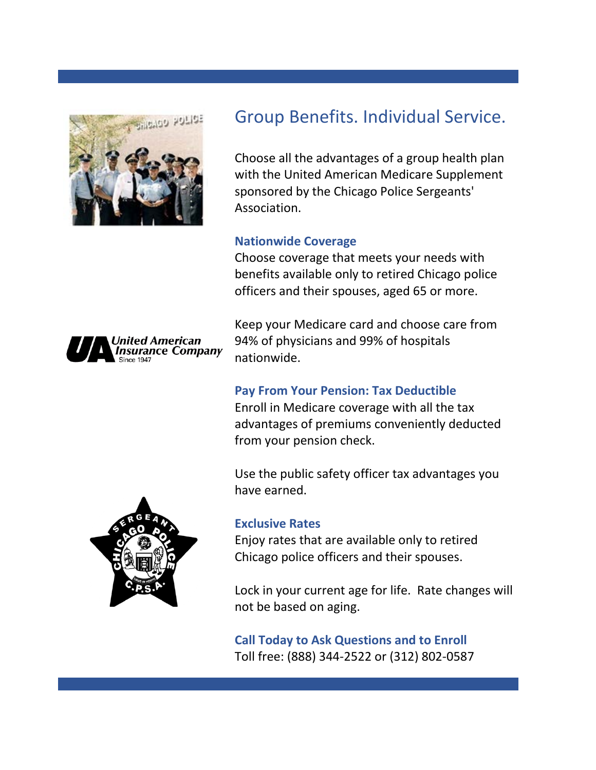# Group Benefits. Individual Service.

Choose all the advantages of a group health plan with the United American Medicare Supplement sponsored by the Chicago Police Sergeants' Association.

## Nationwide Coverage

Choose coverage that meets your needs with benefits available only to retired Chicago police officers and their spouses, aged 65 or more.

Keep your Medicare card and choose care from 94% of physicians and 99% of hospitals nationwide.

## Pay From Your Pension: Tax Deductible

Enroll in Medicare coverage with all the tax advantages of premiums conveniently deducted from your pension check.

Use the public safety officer tax advantages you have earned.

## Exclusive Rates

Enjoy rates that are available only to retired Chicago police officers and their spouses.

Lock in your current age for life. Rate changes will not be based on aging.

## Call Today to Ask Questions and to Enroll

Toll free: (888) 344-2522 or (312) 802-0587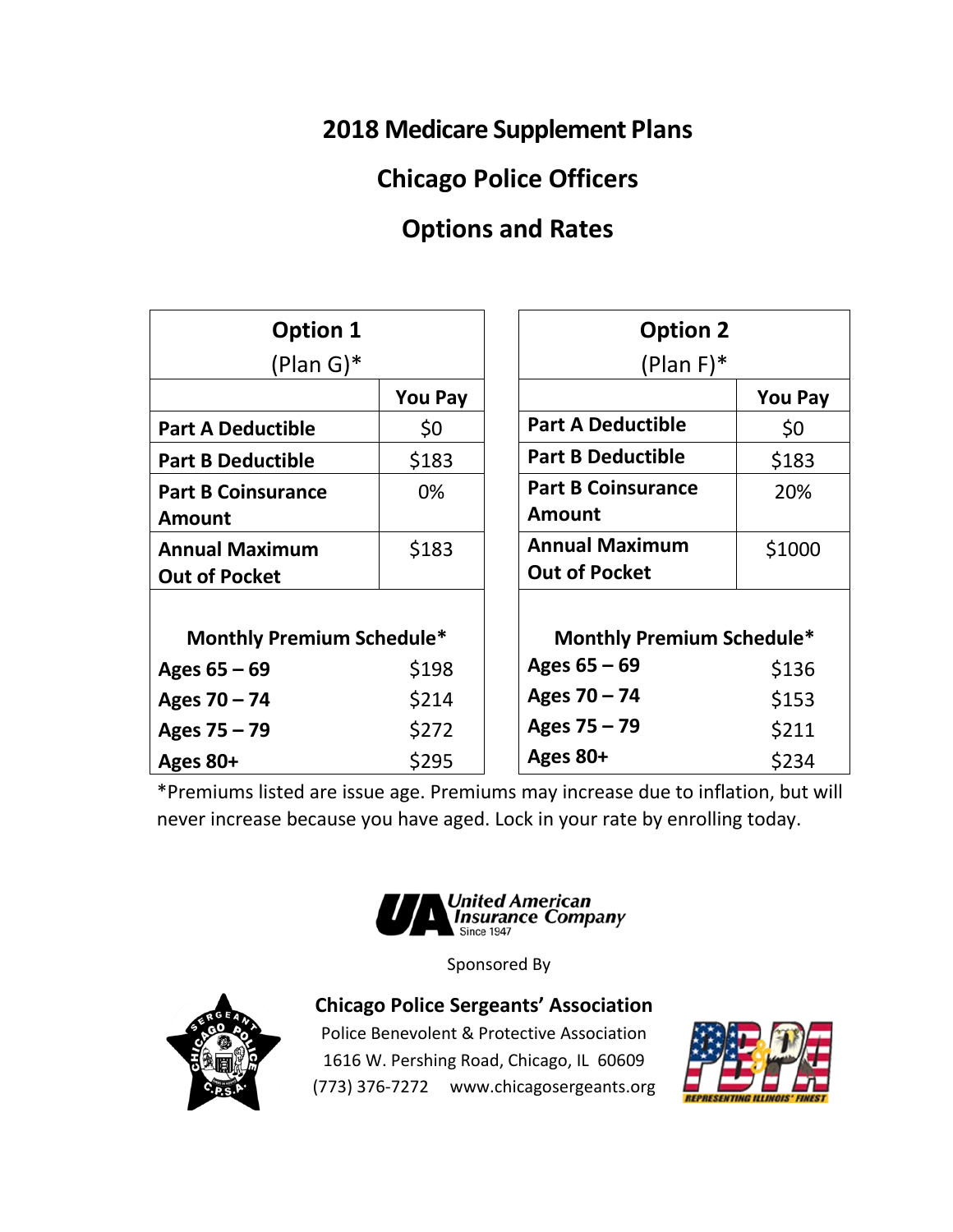# 2018 Medicare Supplement Plans

# Chicago Police Officers

# Options and Rates

| **Option 1** (Plan G)* | |
|---|---|
| | **You Pay** |
| **Part A Deductible** | $0 |
| **Part B Deductible** | $183 |
| **Part B Coinsurance Amount** | 0% |
| **Annual Maximum Out of Pocket** | $183 |
| **Monthly Premium Schedule*** | |
| **Ages 65 – 69** | $198 |
| **Ages 70 – 74** | $214 |
| **Ages 75 – 79** | $272 |
| **Ages 80+** | $295 |

| **Option 2** (Plan F)* | |
|---|---|
| | **You Pay** |
| **Part A Deductible** | $0 |
| **Part B Deductible** | $183 |
| **Part B Coinsurance Amount** | 20% |
| **Annual Maximum Out of Pocket** | $1000 |
| **Monthly Premium Schedule*** | |
| **Ages 65 – 69** | $136 |
| **Ages 70 – 74** | $153 |
| **Ages 75 – 79** | $211 |
| **Ages 80+** | $234 |

*Premiums listed are issue age. Premiums may increase due to inflation, but will never increase because you have aged. Lock in your rate by enrolling today.

United American Insurance Company
Since 1947

Sponsored By

**Chicago Police Sergeants' Association**

Police Benevolent & Protective Association
1616 W. Pershing Road, Chicago, IL 60609
(773) 376-7272 www.chicagosergeants.org

PB&PA
REPRESENTING ILLINOIS' FINEST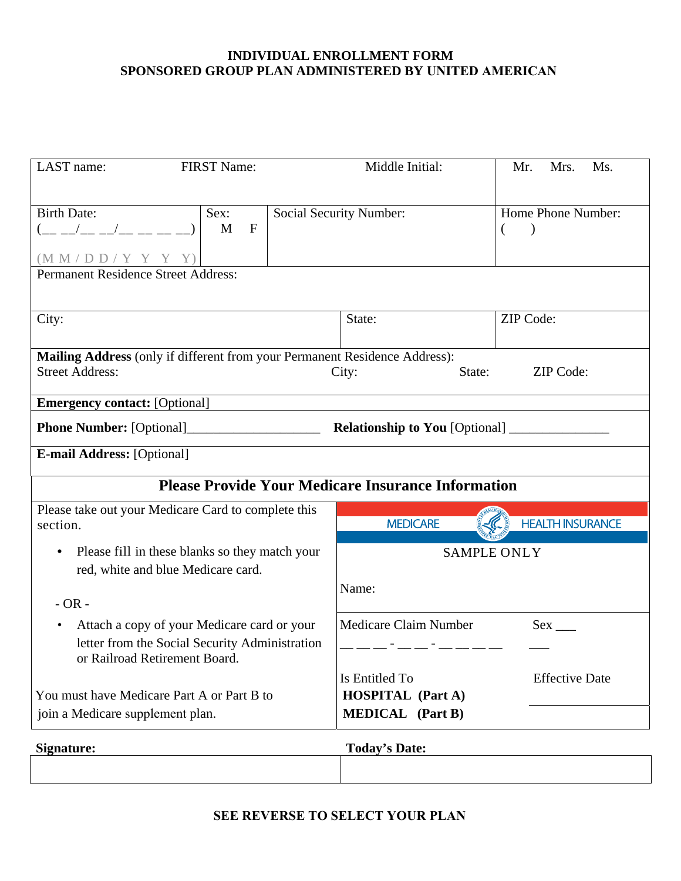**INDIVIDUAL ENROLLMENT FORM**
**SPONSORED GROUP PLAN ADMINISTERED BY UNITED AMERICAN**

| LAST name: FIRST Name: Middle Initial: | | | Mr. Mrs. Ms. |
|---|---|---|---|
| Birth Date: (__ __/__ __/__ __ __ __) (M M / D D / Y Y Y Y) | Sex: M F | Social Security Number: | Home Phone Number: ( ) |
| Permanent Residence Street Address: | | | |
| City: | | State: | ZIP Code: |
| **Mailing Address** (only if different from your Permanent Residence Address): Street Address: City: State: ZIP Code: | | | |
| **Emergency contact:** [Optional] | | | |
| **Phone Number:** [Optional]____________________ **Relationship to You** [Optional] _______________ | | | |
| **E-mail Address:** [Optional] | | | |

## Please Provide Your Medicare Insurance Information

Please take out your Medicare Card to complete this section.

- Please fill in these blanks so they match your red, white and blue Medicare card.

- OR -

- Attach a copy of your Medicare card or your letter from the Social Security Administration or Railroad Retirement Board.

You must have Medicare Part A or Part B to join a Medicare supplement plan.

MEDICARE HEALTH INSURANCE

SAMPLE ONLY

Name:

| Medicare Claim Number | Sex ___ |
|---|---|
| __ __ __ - __ __ - __ __ __ __ | ___ |
| Is Entitled To | Effective Date |
| **HOSPITAL (Part A)** | |
| **MEDICAL (Part B)** | |

| **Signature:** | **Today's Date:** |
|---|---|
| | |

**SEE REVERSE TO SELECT YOUR PLAN**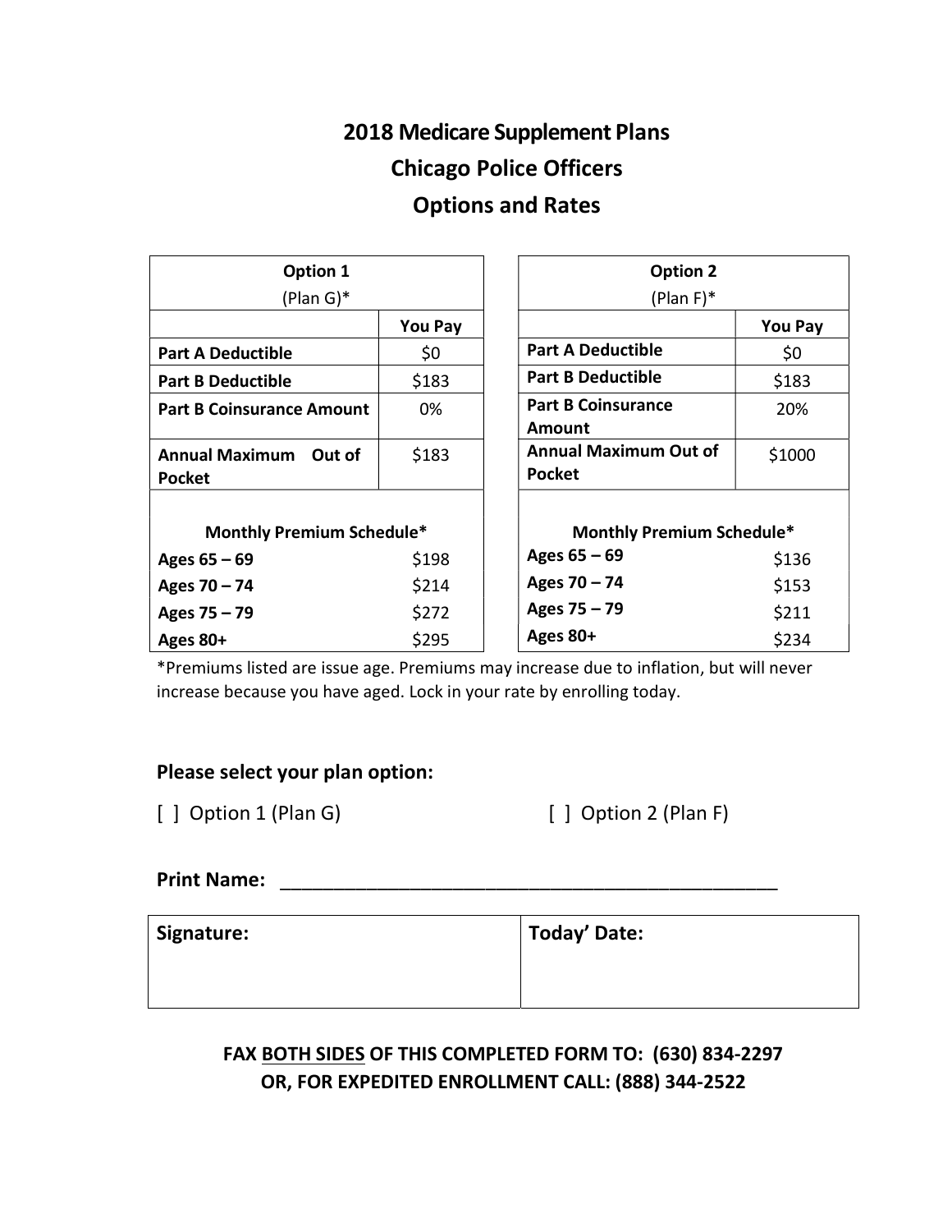# 2018 Medicare Supplement Plans

## Chicago Police Officers

## Options and Rates

| Option 1 (Plan G)* | |
|---|---|
| | **You Pay** |
| **Part A Deductible** | $0 |
| **Part B Deductible** | $183 |
| **Part B Coinsurance Amount** | 0% |
| **Annual Maximum Out of Pocket** | $183 |
| **Monthly Premium Schedule*** | |
| **Ages 65 – 69** | $198 |
| **Ages 70 – 74** | $214 |
| **Ages 75 – 79** | $272 |
| **Ages 80+** | $295 |

| Option 2 (Plan F)* | |
|---|---|
| | **You Pay** |
| **Part A Deductible** | $0 |
| **Part B Deductible** | $183 |
| **Part B Coinsurance Amount** | 20% |
| **Annual Maximum Out of Pocket** | $1000 |
| **Monthly Premium Schedule*** | |
| **Ages 65 – 69** | $136 |
| **Ages 70 – 74** | $153 |
| **Ages 75 – 79** | $211 |
| **Ages 80+** | $234 |

*Premiums listed are issue age. Premiums may increase due to inflation, but will never increase because you have aged. Lock in your rate by enrolling today.

### Please select your plan option:

[ ] Option 1 (Plan G)

[ ] Option 2 (Plan F)

**Print Name:** ______________________________________________

| Signature: | Today' Date: |
|---|---|
| | |

**FAX BOTH SIDES OF THIS COMPLETED FORM TO: (630) 834-2297**
**OR, FOR EXPEDITED ENROLLMENT CALL: (888) 344-2522**